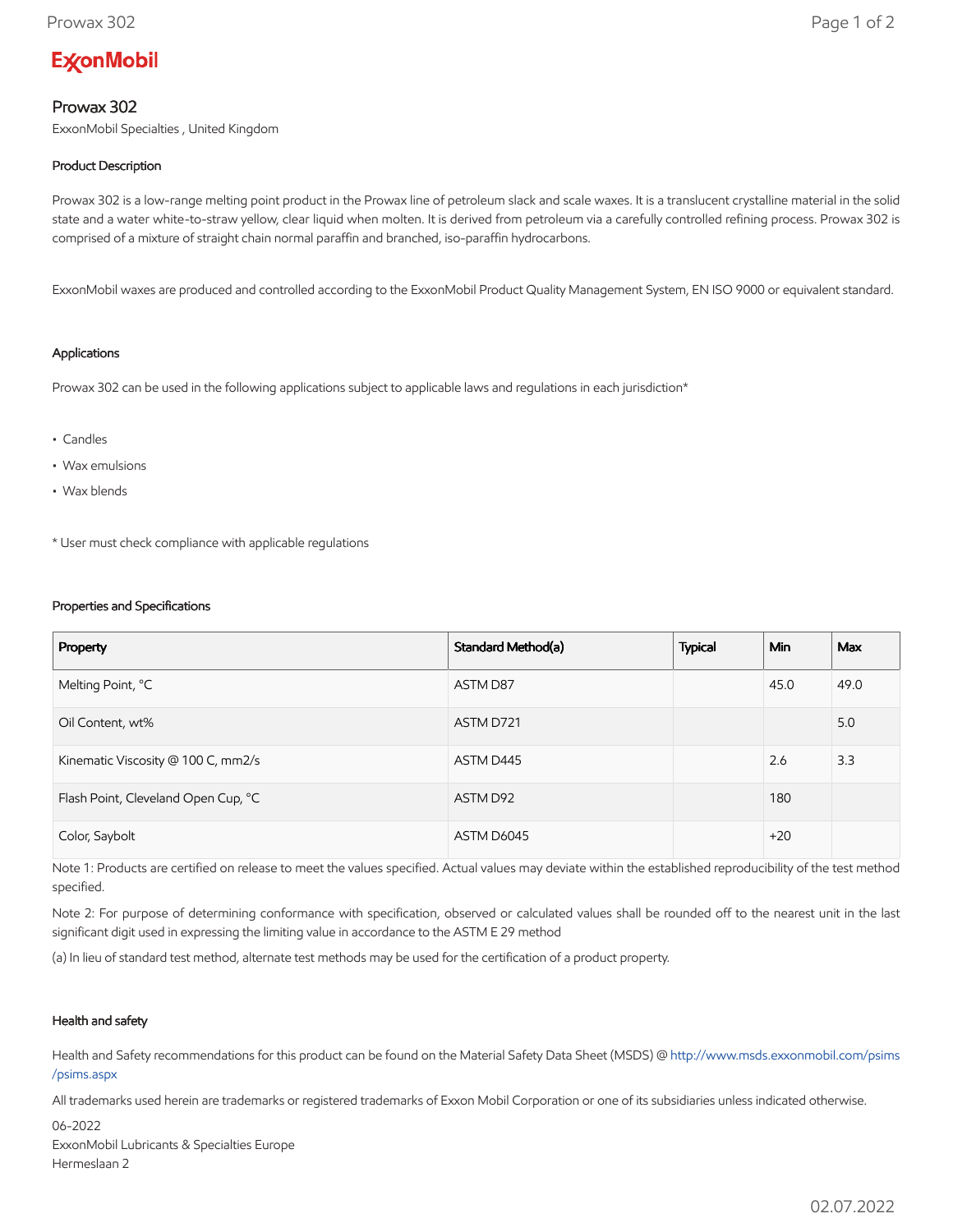ExxonMobil

# Prowax 302

ExxonMobil Specialties , United Kingdom

### Product Description

Prowax 302 is a low-range melting point product in the Prowax line of petroleum slack and scale waxes. It is a translucent crystalline material in the solid state and a water white-to-straw yellow, clear liquid when molten. It is derived from petroleum via a carefully controlled refining process. Prowax 302 is comprised of a mixture of straight chain normal paraffin and branched, iso-paraffin hydrocarbons.

ExxonMobil waxes are produced and controlled according to the ExxonMobil Product Quality Management System, EN ISO 9000 or equivalent standard.

### Applications

Prowax 302 can be used in the following applications subject to applicable laws and regulations in each jurisdiction*

- Candles
- Wax emulsions
- Wax blends

* User must check compliance with applicable regulations

### Properties and Specifications

| Property | Standard Method(a) | Typical | Min | Max |
|---|---|---|---|---|
| Melting Point, °C | ASTM D87 | | 45.0 | 49.0 |
| Oil Content, wt% | ASTM D721 | | | 5.0 |
| Kinematic Viscosity @ 100 C, mm2/s | ASTM D445 | | 2.6 | 3.3 |
| Flash Point, Cleveland Open Cup, °C | ASTM D92 | | 180 | |
| Color, Saybolt | ASTM D6045 | | +20 | |

Note 1: Products are certified on release to meet the values specified. Actual values may deviate within the established reproducibility of the test method specified.

Note 2: For purpose of determining conformance with specification, observed or calculated values shall be rounded off to the nearest unit in the last significant digit used in expressing the limiting value in accordance to the ASTM E 29 method

(a) In lieu of standard test method, alternate test methods may be used for the certification of a product property.

### Health and safety

Health and Safety recommendations for this product can be found on the Material Safety Data Sheet (MSDS) @ http://www.msds.exxonmobil.com/psims/psims.aspx

All trademarks used herein are trademarks or registered trademarks of Exxon Mobil Corporation or one of its subsidiaries unless indicated otherwise.

06-2022
ExxonMobil Lubricants & Specialties Europe
Hermeslaan 2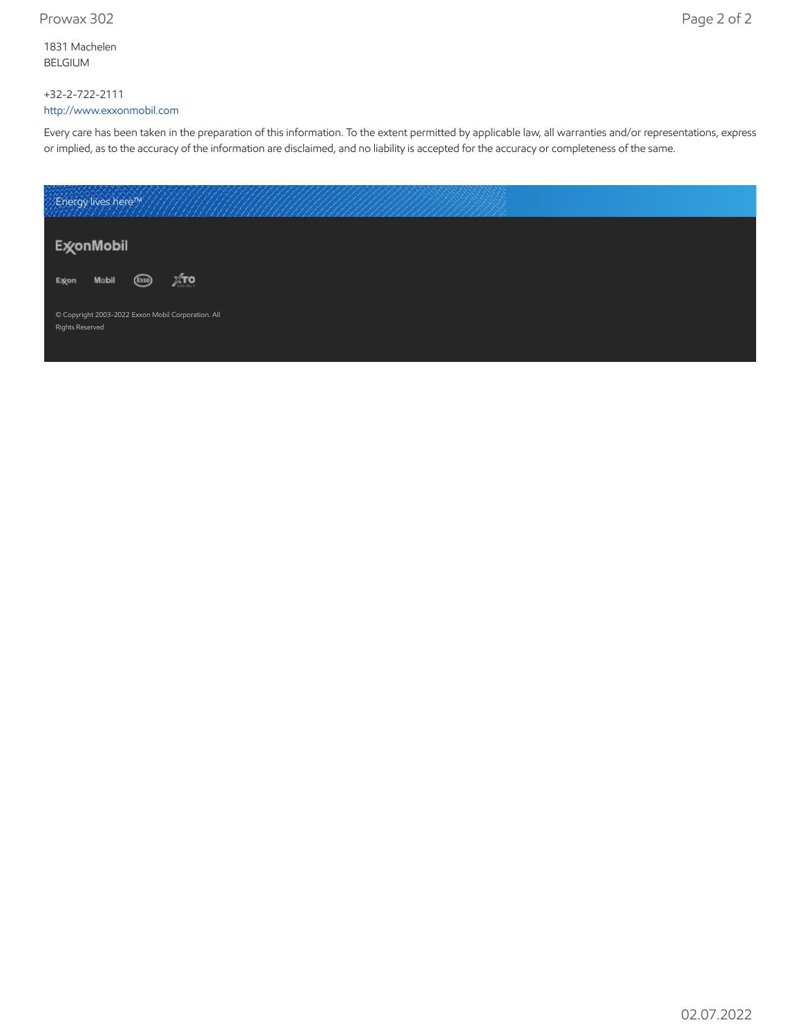1831 Machelen
BELGIUM

+32-2-722-2111
http://www.exxonmobil.com

Every care has been taken in the preparation of this information. To the extent permitted by applicable law, all warranties and/or representations, express or implied, as to the accuracy of the information are disclaimed, and no liability is accepted for the accuracy or completeness of the same.

Energy lives here™

ExxonMobil

Exxon Mobil Esso XTO

© Copyright 2003-2022 Exxon Mobil Corporation. All Rights Reserved